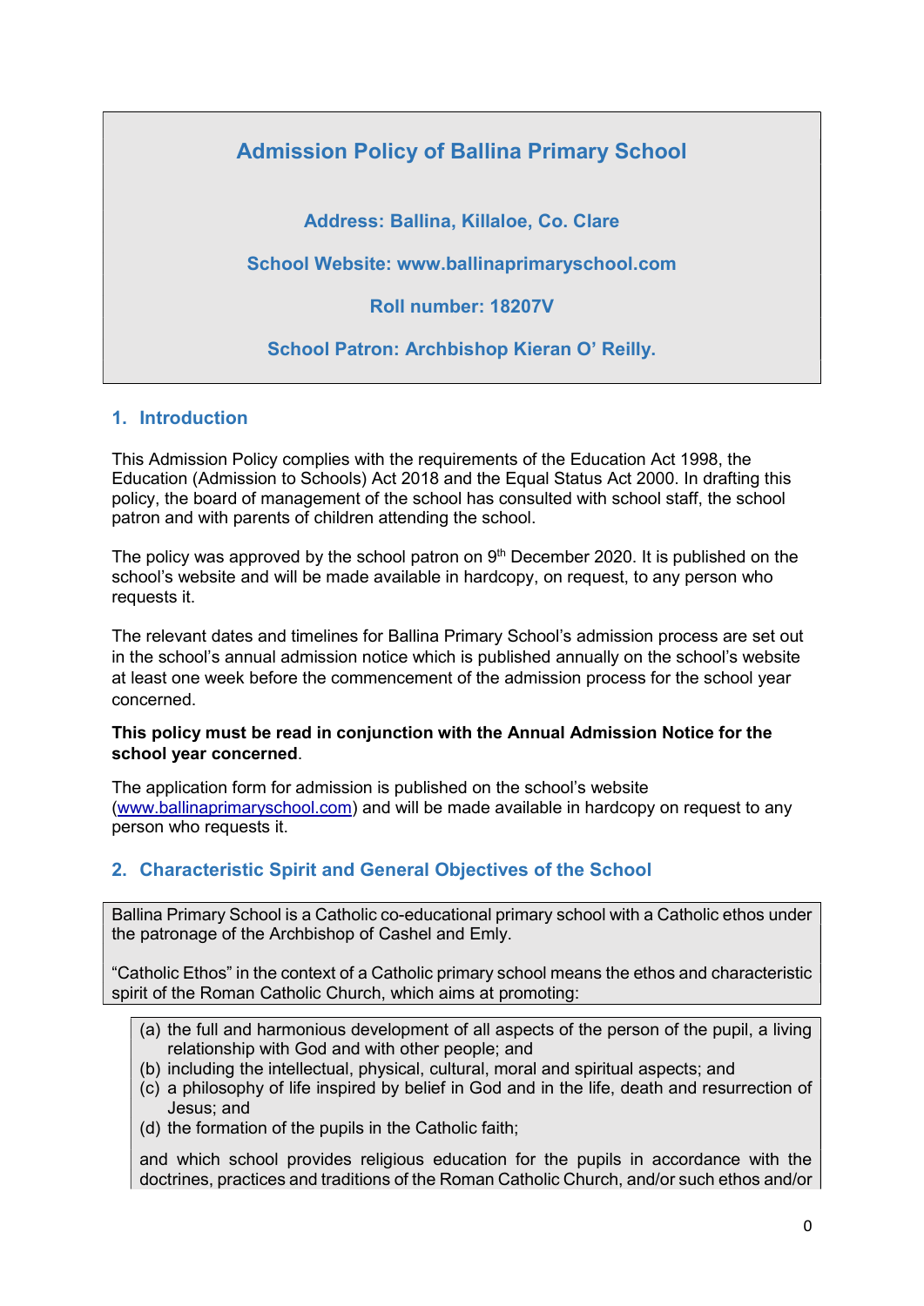# Admission Policy of Ballina Primary School

**Address: Ballina, Killaloe, Co. Clare**

**School Website: www.ballinaprimaryschool.com**

**Roll number: 18207V**

**School Patron: Archbishop Kieran O' Reilly.**

## 1. Introduction

This Admission Policy complies with the requirements of the Education Act 1998, the Education (Admission to Schools) Act 2018 and the Equal Status Act 2000. In drafting this policy, the board of management of the school has consulted with school staff, the school patron and with parents of children attending the school.

The policy was approved by the school patron on 9th December 2020. It is published on the school's website and will be made available in hardcopy, on request, to any person who requests it.

The relevant dates and timelines for Ballina Primary School's admission process are set out in the school's annual admission notice which is published annually on the school's website at least one week before the commencement of the admission process for the school year concerned.

**This policy must be read in conjunction with the Annual Admission Notice for the school year concerned**.

The application form for admission is published on the school's website (www.ballinaprimaryschool.com) and will be made available in hardcopy on request to any person who requests it.

## 2. Characteristic Spirit and General Objectives of the School

Ballina Primary School is a Catholic co-educational primary school with a Catholic ethos under the patronage of the Archbishop of Cashel and Emly.

"Catholic Ethos" in the context of a Catholic primary school means the ethos and characteristic spirit of the Roman Catholic Church, which aims at promoting:

(a) the full and harmonious development of all aspects of the person of the pupil, a living relationship with God and with other people; and
(b) including the intellectual, physical, cultural, moral and spiritual aspects; and
(c) a philosophy of life inspired by belief in God and in the life, death and resurrection of Jesus; and
(d) the formation of the pupils in the Catholic faith;

and which school provides religious education for the pupils in accordance with the doctrines, practices and traditions of the Roman Catholic Church, and/or such ethos and/or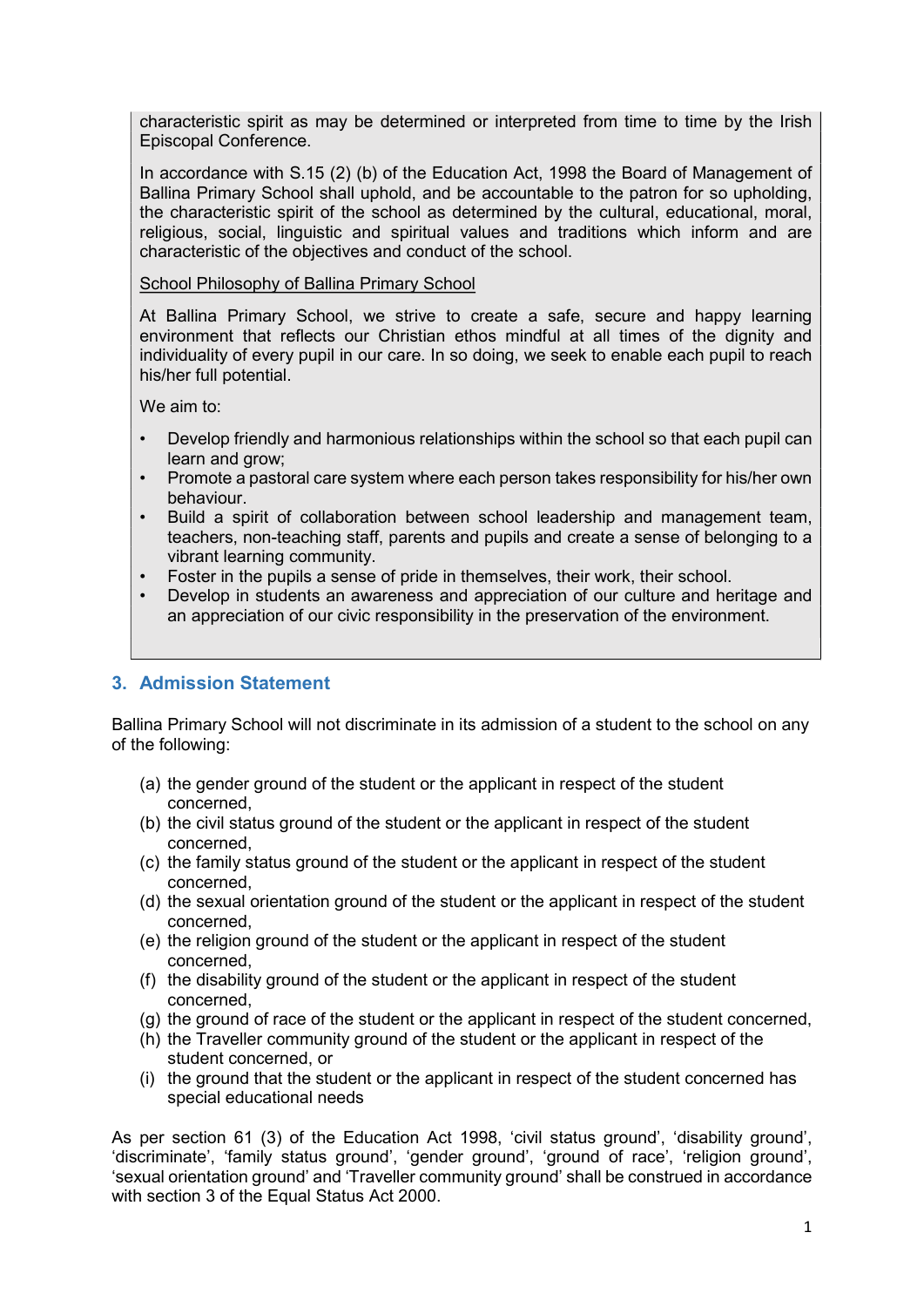characteristic spirit as may be determined or interpreted from time to time by the Irish Episcopal Conference.

In accordance with S.15 (2) (b) of the Education Act, 1998 the Board of Management of Ballina Primary School shall uphold, and be accountable to the patron for so upholding, the characteristic spirit of the school as determined by the cultural, educational, moral, religious, social, linguistic and spiritual values and traditions which inform and are characteristic of the objectives and conduct of the school.

School Philosophy of Ballina Primary School

At Ballina Primary School, we strive to create a safe, secure and happy learning environment that reflects our Christian ethos mindful at all times of the dignity and individuality of every pupil in our care. In so doing, we seek to enable each pupil to reach his/her full potential.

We aim to:

- Develop friendly and harmonious relationships within the school so that each pupil can learn and grow;
- Promote a pastoral care system where each person takes responsibility for his/her own behaviour.
- Build a spirit of collaboration between school leadership and management team, teachers, non-teaching staff, parents and pupils and create a sense of belonging to a vibrant learning community.
- Foster in the pupils a sense of pride in themselves, their work, their school.
- Develop in students an awareness and appreciation of our culture and heritage and an appreciation of our civic responsibility in the preservation of the environment.

## 3. Admission Statement

Ballina Primary School will not discriminate in its admission of a student to the school on any of the following:

(a) the gender ground of the student or the applicant in respect of the student concerned,
(b) the civil status ground of the student or the applicant in respect of the student concerned,
(c) the family status ground of the student or the applicant in respect of the student concerned,
(d) the sexual orientation ground of the student or the applicant in respect of the student concerned,
(e) the religion ground of the student or the applicant in respect of the student concerned,
(f) the disability ground of the student or the applicant in respect of the student concerned,
(g) the ground of race of the student or the applicant in respect of the student concerned,
(h) the Traveller community ground of the student or the applicant in respect of the student concerned, or
(i) the ground that the student or the applicant in respect of the student concerned has special educational needs

As per section 61 (3) of the Education Act 1998, 'civil status ground', 'disability ground', 'discriminate', 'family status ground', 'gender ground', 'ground of race', 'religion ground', 'sexual orientation ground' and 'Traveller community ground' shall be construed in accordance with section 3 of the Equal Status Act 2000.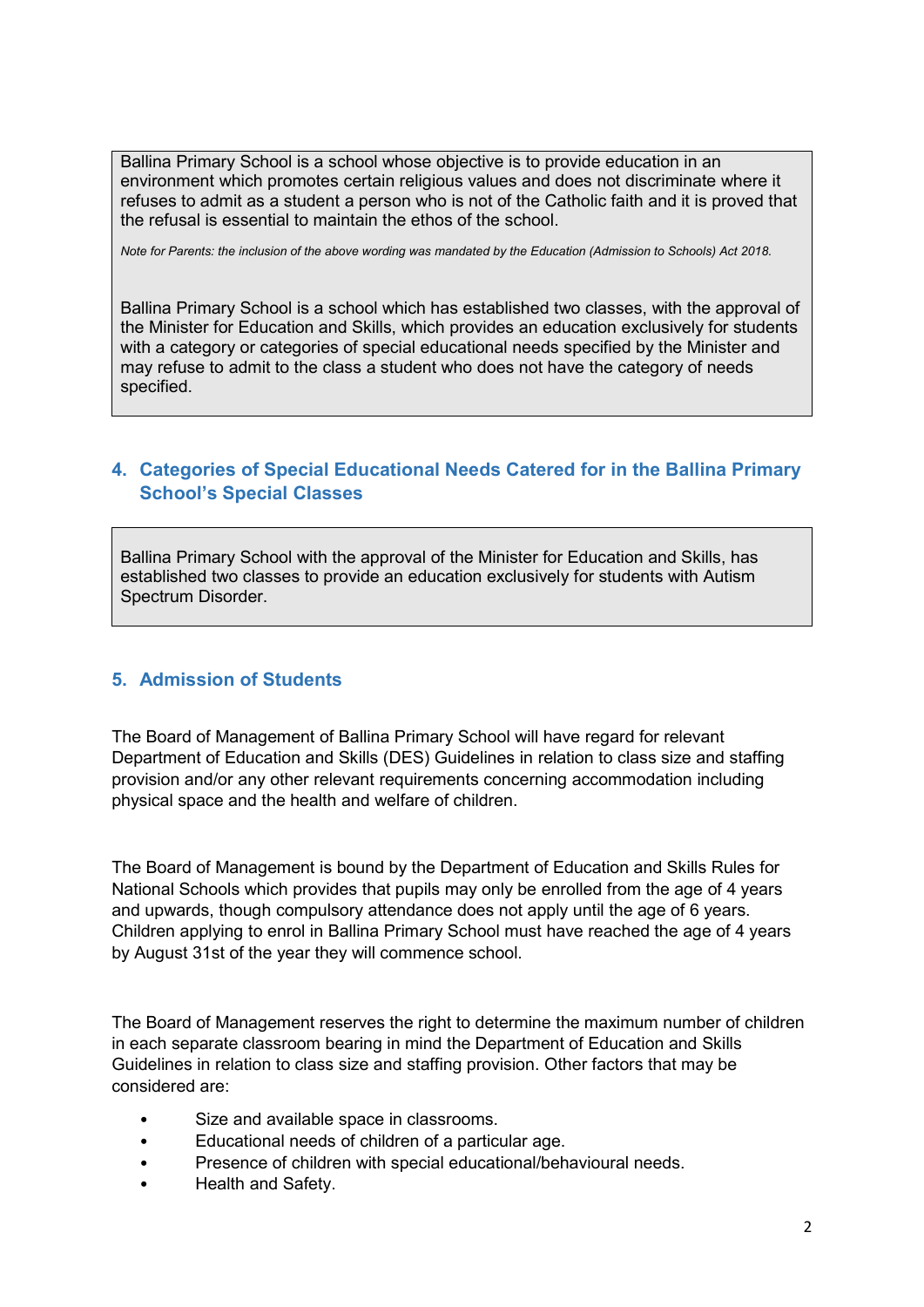Ballina Primary School is a school whose objective is to provide education in an environment which promotes certain religious values and does not discriminate where it refuses to admit as a student a person who is not of the Catholic faith and it is proved that the refusal is essential to maintain the ethos of the school.

*Note for Parents: the inclusion of the above wording was mandated by the Education (Admission to Schools) Act 2018.*

Ballina Primary School is a school which has established two classes, with the approval of the Minister for Education and Skills, which provides an education exclusively for students with a category or categories of special educational needs specified by the Minister and may refuse to admit to the class a student who does not have the category of needs specified.

## 4. Categories of Special Educational Needs Catered for in the Ballina Primary School's Special Classes

Ballina Primary School with the approval of the Minister for Education and Skills, has established two classes to provide an education exclusively for students with Autism Spectrum Disorder.

## 5. Admission of Students

The Board of Management of Ballina Primary School will have regard for relevant Department of Education and Skills (DES) Guidelines in relation to class size and staffing provision and/or any other relevant requirements concerning accommodation including physical space and the health and welfare of children.

The Board of Management is bound by the Department of Education and Skills Rules for National Schools which provides that pupils may only be enrolled from the age of 4 years and upwards, though compulsory attendance does not apply until the age of 6 years. Children applying to enrol in Ballina Primary School must have reached the age of 4 years by August 31st of the year they will commence school.

The Board of Management reserves the right to determine the maximum number of children in each separate classroom bearing in mind the Department of Education and Skills Guidelines in relation to class size and staffing provision. Other factors that may be considered are:

- Size and available space in classrooms.
- Educational needs of children of a particular age.
- Presence of children with special educational/behavioural needs.
- Health and Safety.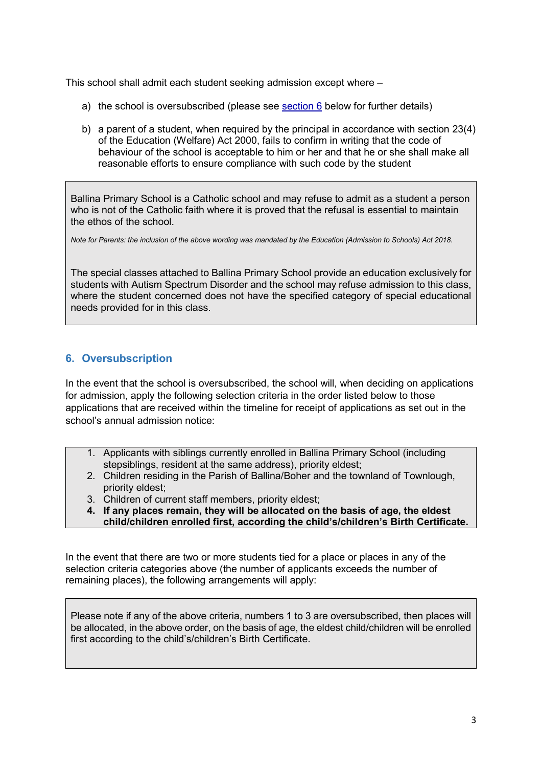This school shall admit each student seeking admission except where –

a) the school is oversubscribed (please see section 6 below for further details)

b) a parent of a student, when required by the principal in accordance with section 23(4) of the Education (Welfare) Act 2000, fails to confirm in writing that the code of behaviour of the school is acceptable to him or her and that he or she shall make all reasonable efforts to ensure compliance with such code by the student

Ballina Primary School is a Catholic school and may refuse to admit as a student a person who is not of the Catholic faith where it is proved that the refusal is essential to maintain the ethos of the school.

*Note for Parents: the inclusion of the above wording was mandated by the Education (Admission to Schools) Act 2018.*

The special classes attached to Ballina Primary School provide an education exclusively for students with Autism Spectrum Disorder and the school may refuse admission to this class, where the student concerned does not have the specified category of special educational needs provided for in this class.

## 6. Oversubscription

In the event that the school is oversubscribed, the school will, when deciding on applications for admission, apply the following selection criteria in the order listed below to those applications that are received within the timeline for receipt of applications as set out in the school's annual admission notice:

1. Applicants with siblings currently enrolled in Ballina Primary School (including stepsiblings, resident at the same address), priority eldest;
2. Children residing in the Parish of Ballina/Boher and the townland of Townlough, priority eldest;
3. Children of current staff members, priority eldest;
4. **If any places remain, they will be allocated on the basis of age, the eldest child/children enrolled first, according the child's/children's Birth Certificate.**

In the event that there are two or more students tied for a place or places in any of the selection criteria categories above (the number of applicants exceeds the number of remaining places), the following arrangements will apply:

Please note if any of the above criteria, numbers 1 to 3 are oversubscribed, then places will be allocated, in the above order, on the basis of age, the eldest child/children will be enrolled first according to the child's/children's Birth Certificate.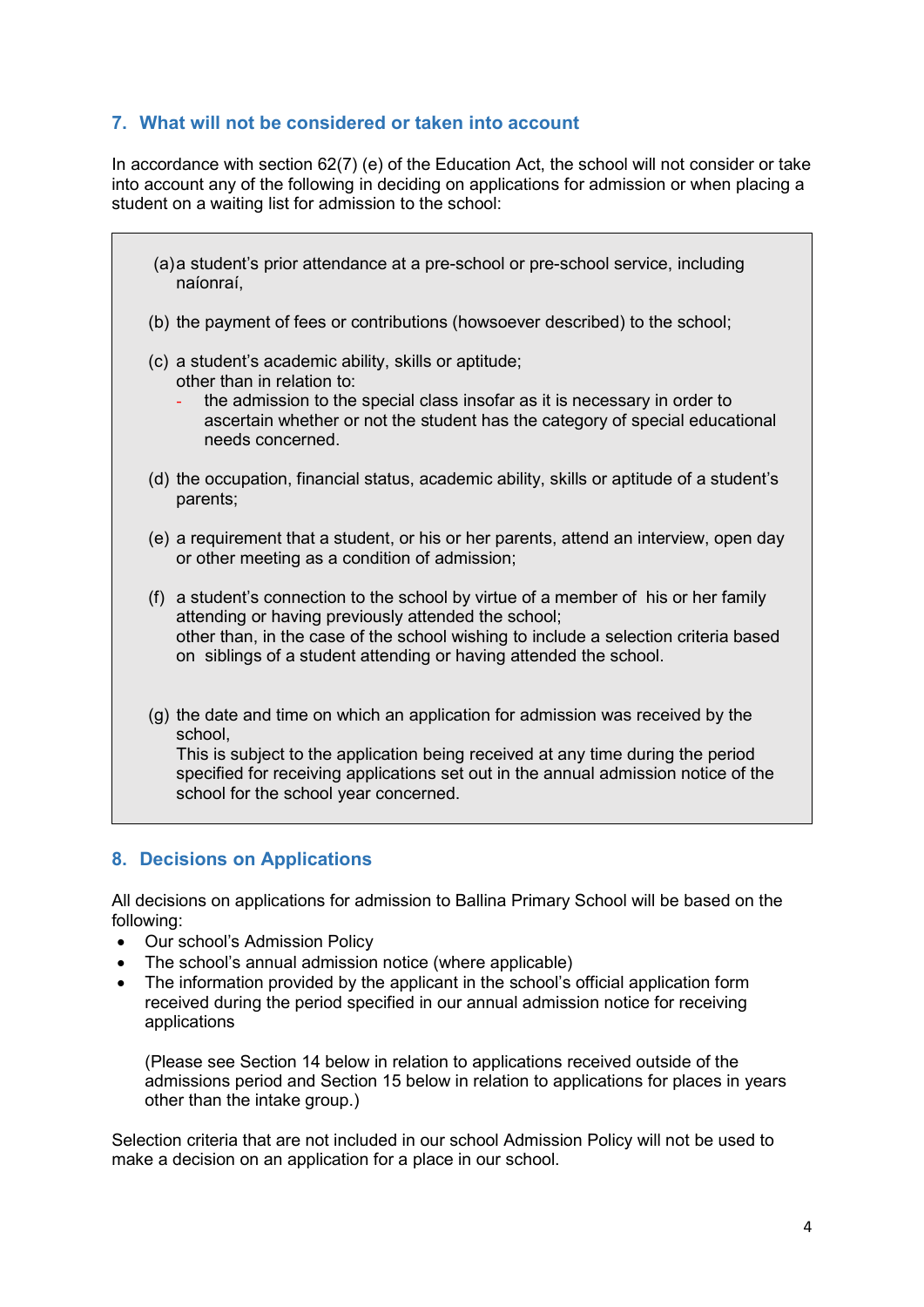## 7. What will not be considered or taken into account

In accordance with section 62(7) (e) of the Education Act, the school will not consider or take into account any of the following in deciding on applications for admission or when placing a student on a waiting list for admission to the school:

(a) a student's prior attendance at a pre-school or pre-school service, including naíonraí,

(b) the payment of fees or contributions (howsoever described) to the school;

(c) a student's academic ability, skills or aptitude;
other than in relation to:
- the admission to the special class insofar as it is necessary in order to ascertain whether or not the student has the category of special educational needs concerned.

(d) the occupation, financial status, academic ability, skills or aptitude of a student's parents;

(e) a requirement that a student, or his or her parents, attend an interview, open day or other meeting as a condition of admission;

(f) a student's connection to the school by virtue of a member of his or her family attending or having previously attended the school;
other than, in the case of the school wishing to include a selection criteria based on siblings of a student attending or having attended the school.

(g) the date and time on which an application for admission was received by the school,
This is subject to the application being received at any time during the period specified for receiving applications set out in the annual admission notice of the school for the school year concerned.

## 8. Decisions on Applications

All decisions on applications for admission to Ballina Primary School will be based on the following:

- Our school's Admission Policy
- The school's annual admission notice (where applicable)
- The information provided by the applicant in the school's official application form received during the period specified in our annual admission notice for receiving applications

  (Please see Section 14 below in relation to applications received outside of the admissions period and Section 15 below in relation to applications for places in years other than the intake group.)

Selection criteria that are not included in our school Admission Policy will not be used to make a decision on an application for a place in our school.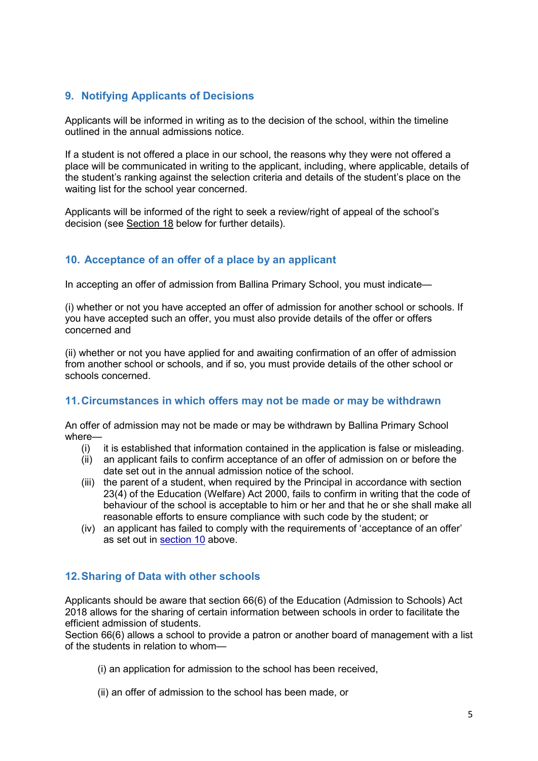## 9. Notifying Applicants of Decisions

Applicants will be informed in writing as to the decision of the school, within the timeline outlined in the annual admissions notice.

If a student is not offered a place in our school, the reasons why they were not offered a place will be communicated in writing to the applicant, including, where applicable, details of the student's ranking against the selection criteria and details of the student's place on the waiting list for the school year concerned.

Applicants will be informed of the right to seek a review/right of appeal of the school's decision (see Section 18 below for further details).

## 10. Acceptance of an offer of a place by an applicant

In accepting an offer of admission from Ballina Primary School, you must indicate—

(i) whether or not you have accepted an offer of admission for another school or schools. If you have accepted such an offer, you must also provide details of the offer or offers concerned and

(ii) whether or not you have applied for and awaiting confirmation of an offer of admission from another school or schools, and if so, you must provide details of the other school or schools concerned.

## 11. Circumstances in which offers may not be made or may be withdrawn

An offer of admission may not be made or may be withdrawn by Ballina Primary School where—

- (i) it is established that information contained in the application is false or misleading.
- (ii) an applicant fails to confirm acceptance of an offer of admission on or before the date set out in the annual admission notice of the school.
- (iii) the parent of a student, when required by the Principal in accordance with section 23(4) of the Education (Welfare) Act 2000, fails to confirm in writing that the code of behaviour of the school is acceptable to him or her and that he or she shall make all reasonable efforts to ensure compliance with such code by the student; or
- (iv) an applicant has failed to comply with the requirements of 'acceptance of an offer' as set out in section 10 above.

## 12. Sharing of Data with other schools

Applicants should be aware that section 66(6) of the Education (Admission to Schools) Act 2018 allows for the sharing of certain information between schools in order to facilitate the efficient admission of students.

Section 66(6) allows a school to provide a patron or another board of management with a list of the students in relation to whom—

(i) an application for admission to the school has been received,

(ii) an offer of admission to the school has been made, or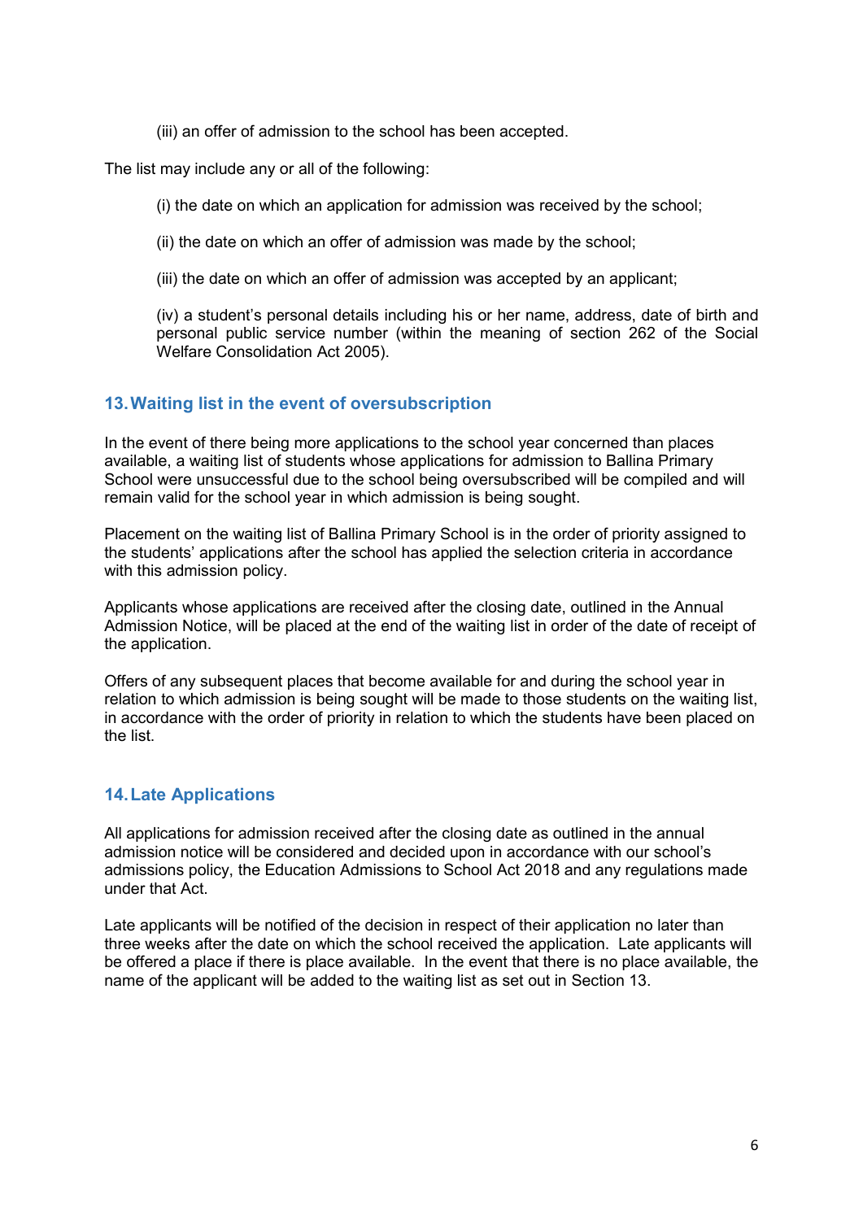(iii) an offer of admission to the school has been accepted.

The list may include any or all of the following:

(i) the date on which an application for admission was received by the school;

(ii) the date on which an offer of admission was made by the school;

(iii) the date on which an offer of admission was accepted by an applicant;

(iv) a student's personal details including his or her name, address, date of birth and personal public service number (within the meaning of section 262 of the Social Welfare Consolidation Act 2005).

## 13. Waiting list in the event of oversubscription

In the event of there being more applications to the school year concerned than places available, a waiting list of students whose applications for admission to Ballina Primary School were unsuccessful due to the school being oversubscribed will be compiled and will remain valid for the school year in which admission is being sought.

Placement on the waiting list of Ballina Primary School is in the order of priority assigned to the students' applications after the school has applied the selection criteria in accordance with this admission policy.

Applicants whose applications are received after the closing date, outlined in the Annual Admission Notice, will be placed at the end of the waiting list in order of the date of receipt of the application.

Offers of any subsequent places that become available for and during the school year in relation to which admission is being sought will be made to those students on the waiting list, in accordance with the order of priority in relation to which the students have been placed on the list.

## 14. Late Applications

All applications for admission received after the closing date as outlined in the annual admission notice will be considered and decided upon in accordance with our school's admissions policy, the Education Admissions to School Act 2018 and any regulations made under that Act.

Late applicants will be notified of the decision in respect of their application no later than three weeks after the date on which the school received the application. Late applicants will be offered a place if there is place available. In the event that there is no place available, the name of the applicant will be added to the waiting list as set out in Section 13.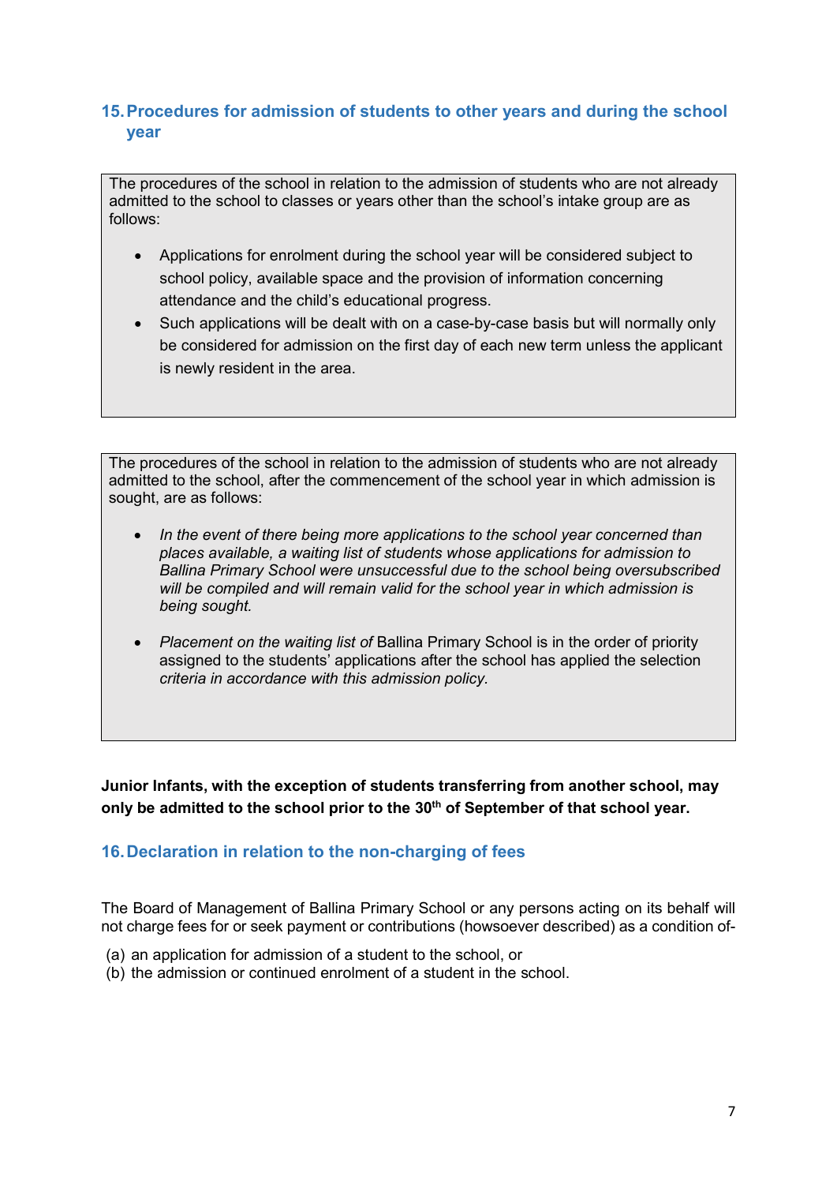## 15. Procedures for admission of students to other years and during the school year

The procedures of the school in relation to the admission of students who are not already admitted to the school to classes or years other than the school's intake group are as follows:

- Applications for enrolment during the school year will be considered subject to school policy, available space and the provision of information concerning attendance and the child's educational progress.
- Such applications will be dealt with on a case-by-case basis but will normally only be considered for admission on the first day of each new term unless the applicant is newly resident in the area.

The procedures of the school in relation to the admission of students who are not already admitted to the school, after the commencement of the school year in which admission is sought, are as follows:

- *In the event of there being more applications to the school year concerned than places available, a waiting list of students whose applications for admission to Ballina Primary School were unsuccessful due to the school being oversubscribed will be compiled and will remain valid for the school year in which admission is being sought.*

- *Placement on the waiting list of* Ballina Primary School is in the order of priority assigned to the students' applications after the school has applied the selection *criteria in accordance with this admission policy.*

**Junior Infants, with the exception of students transferring from another school, may only be admitted to the school prior to the 30th of September of that school year.**

## 16. Declaration in relation to the non-charging of fees

The Board of Management of Ballina Primary School or any persons acting on its behalf will not charge fees for or seek payment or contributions (howsoever described) as a condition of-

(a) an application for admission of a student to the school, or
(b) the admission or continued enrolment of a student in the school.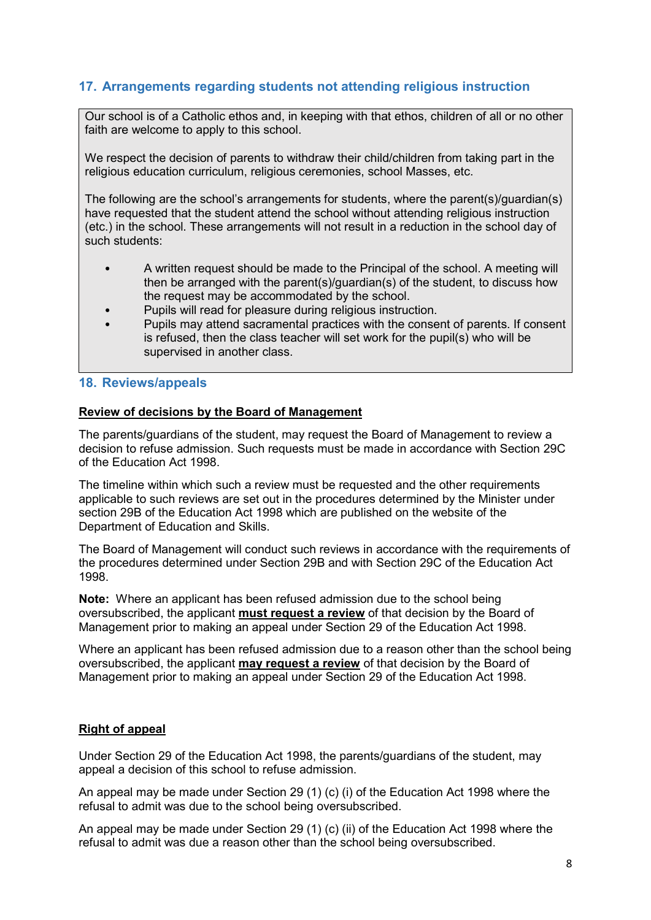## 17. Arrangements regarding students not attending religious instruction

Our school is of a Catholic ethos and, in keeping with that ethos, children of all or no other faith are welcome to apply to this school.

We respect the decision of parents to withdraw their child/children from taking part in the religious education curriculum, religious ceremonies, school Masses, etc.

The following are the school's arrangements for students, where the parent(s)/guardian(s) have requested that the student attend the school without attending religious instruction (etc.) in the school. These arrangements will not result in a reduction in the school day of such students:

- A written request should be made to the Principal of the school. A meeting will then be arranged with the parent(s)/guardian(s) of the student, to discuss how the request may be accommodated by the school.
- Pupils will read for pleasure during religious instruction.
- Pupils may attend sacramental practices with the consent of parents. If consent is refused, then the class teacher will set work for the pupil(s) who will be supervised in another class.

## 18. Reviews/appeals

**Review of decisions by the Board of Management**

The parents/guardians of the student, may request the Board of Management to review a decision to refuse admission. Such requests must be made in accordance with Section 29C of the Education Act 1998.

The timeline within which such a review must be requested and the other requirements applicable to such reviews are set out in the procedures determined by the Minister under section 29B of the Education Act 1998 which are published on the website of the Department of Education and Skills.

The Board of Management will conduct such reviews in accordance with the requirements of the procedures determined under Section 29B and with Section 29C of the Education Act 1998.

**Note:** Where an applicant has been refused admission due to the school being oversubscribed, the applicant **must request a review** of that decision by the Board of Management prior to making an appeal under Section 29 of the Education Act 1998.

Where an applicant has been refused admission due to a reason other than the school being oversubscribed, the applicant **may request a review** of that decision by the Board of Management prior to making an appeal under Section 29 of the Education Act 1998.

**Right of appeal**

Under Section 29 of the Education Act 1998, the parents/guardians of the student, may appeal a decision of this school to refuse admission.

An appeal may be made under Section 29 (1) (c) (i) of the Education Act 1998 where the refusal to admit was due to the school being oversubscribed.

An appeal may be made under Section 29 (1) (c) (ii) of the Education Act 1998 where the refusal to admit was due a reason other than the school being oversubscribed.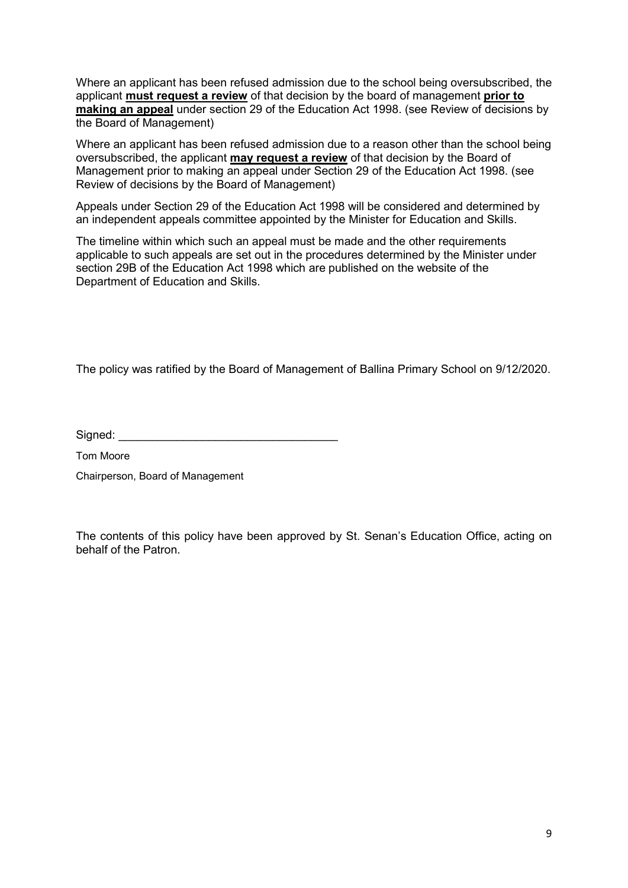Where an applicant has been refused admission due to the school being oversubscribed, the applicant **must request a review** of that decision by the board of management **prior to making an appeal** under section 29 of the Education Act 1998. (see Review of decisions by the Board of Management)

Where an applicant has been refused admission due to a reason other than the school being oversubscribed, the applicant **may request a review** of that decision by the Board of Management prior to making an appeal under Section 29 of the Education Act 1998. (see Review of decisions by the Board of Management)

Appeals under Section 29 of the Education Act 1998 will be considered and determined by an independent appeals committee appointed by the Minister for Education and Skills.

The timeline within which such an appeal must be made and the other requirements applicable to such appeals are set out in the procedures determined by the Minister under section 29B of the Education Act 1998 which are published on the website of the Department of Education and Skills.

The policy was ratified by the Board of Management of Ballina Primary School on 9/12/2020.

Signed: ___________________________________

Tom Moore

Chairperson, Board of Management

The contents of this policy have been approved by St. Senan's Education Office, acting on behalf of the Patron.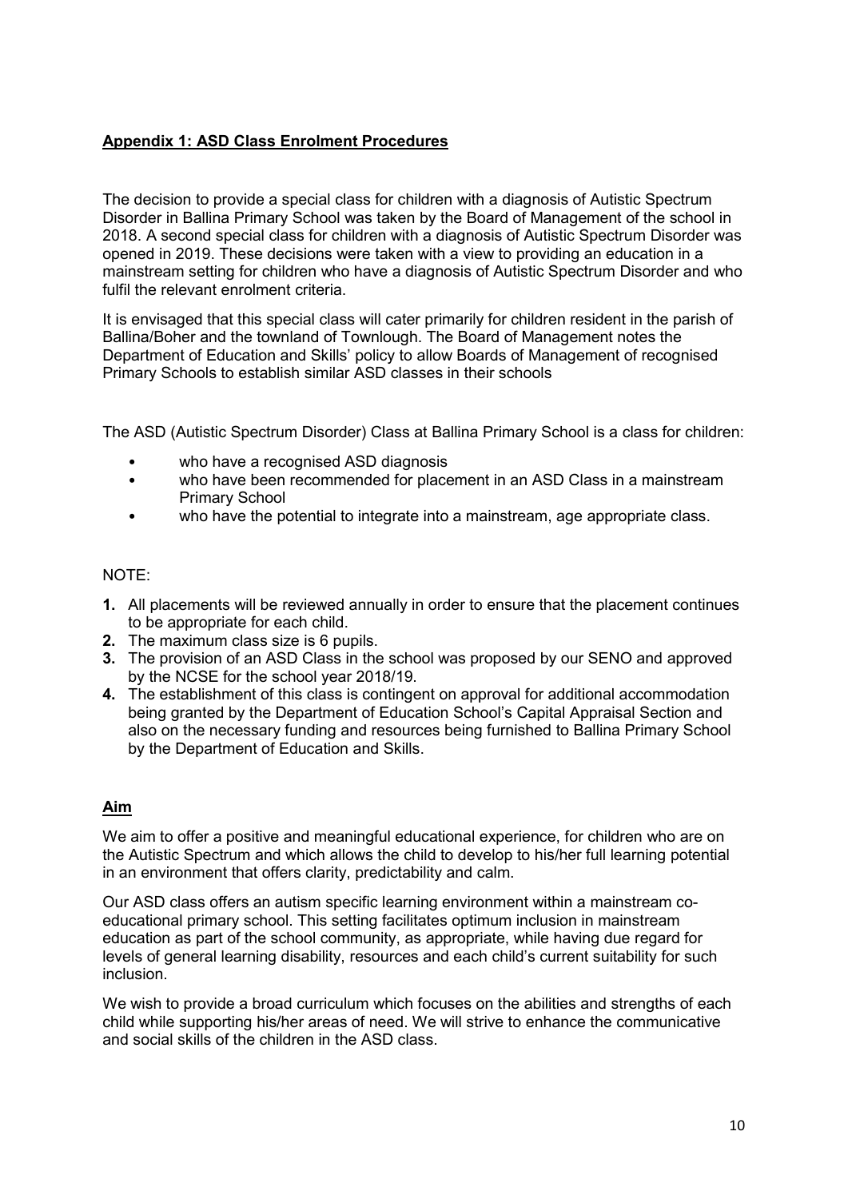## **Appendix 1: ASD Class Enrolment Procedures**

The decision to provide a special class for children with a diagnosis of Autistic Spectrum Disorder in Ballina Primary School was taken by the Board of Management of the school in 2018. A second special class for children with a diagnosis of Autistic Spectrum Disorder was opened in 2019. These decisions were taken with a view to providing an education in a mainstream setting for children who have a diagnosis of Autistic Spectrum Disorder and who fulfil the relevant enrolment criteria.

It is envisaged that this special class will cater primarily for children resident in the parish of Ballina/Boher and the townland of Townlough. The Board of Management notes the Department of Education and Skills' policy to allow Boards of Management of recognised Primary Schools to establish similar ASD classes in their schools

The ASD (Autistic Spectrum Disorder) Class at Ballina Primary School is a class for children:

- who have a recognised ASD diagnosis
- who have been recommended for placement in an ASD Class in a mainstream Primary School
- who have the potential to integrate into a mainstream, age appropriate class.

NOTE:

1. All placements will be reviewed annually in order to ensure that the placement continues to be appropriate for each child.
2. The maximum class size is 6 pupils.
3. The provision of an ASD Class in the school was proposed by our SENO and approved by the NCSE for the school year 2018/19.
4. The establishment of this class is contingent on approval for additional accommodation being granted by the Department of Education School's Capital Appraisal Section and also on the necessary funding and resources being furnished to Ballina Primary School by the Department of Education and Skills.

## **Aim**

We aim to offer a positive and meaningful educational experience, for children who are on the Autistic Spectrum and which allows the child to develop to his/her full learning potential in an environment that offers clarity, predictability and calm.

Our ASD class offers an autism specific learning environment within a mainstream co-educational primary school. This setting facilitates optimum inclusion in mainstream education as part of the school community, as appropriate, while having due regard for levels of general learning disability, resources and each child's current suitability for such inclusion.

We wish to provide a broad curriculum which focuses on the abilities and strengths of each child while supporting his/her areas of need. We will strive to enhance the communicative and social skills of the children in the ASD class.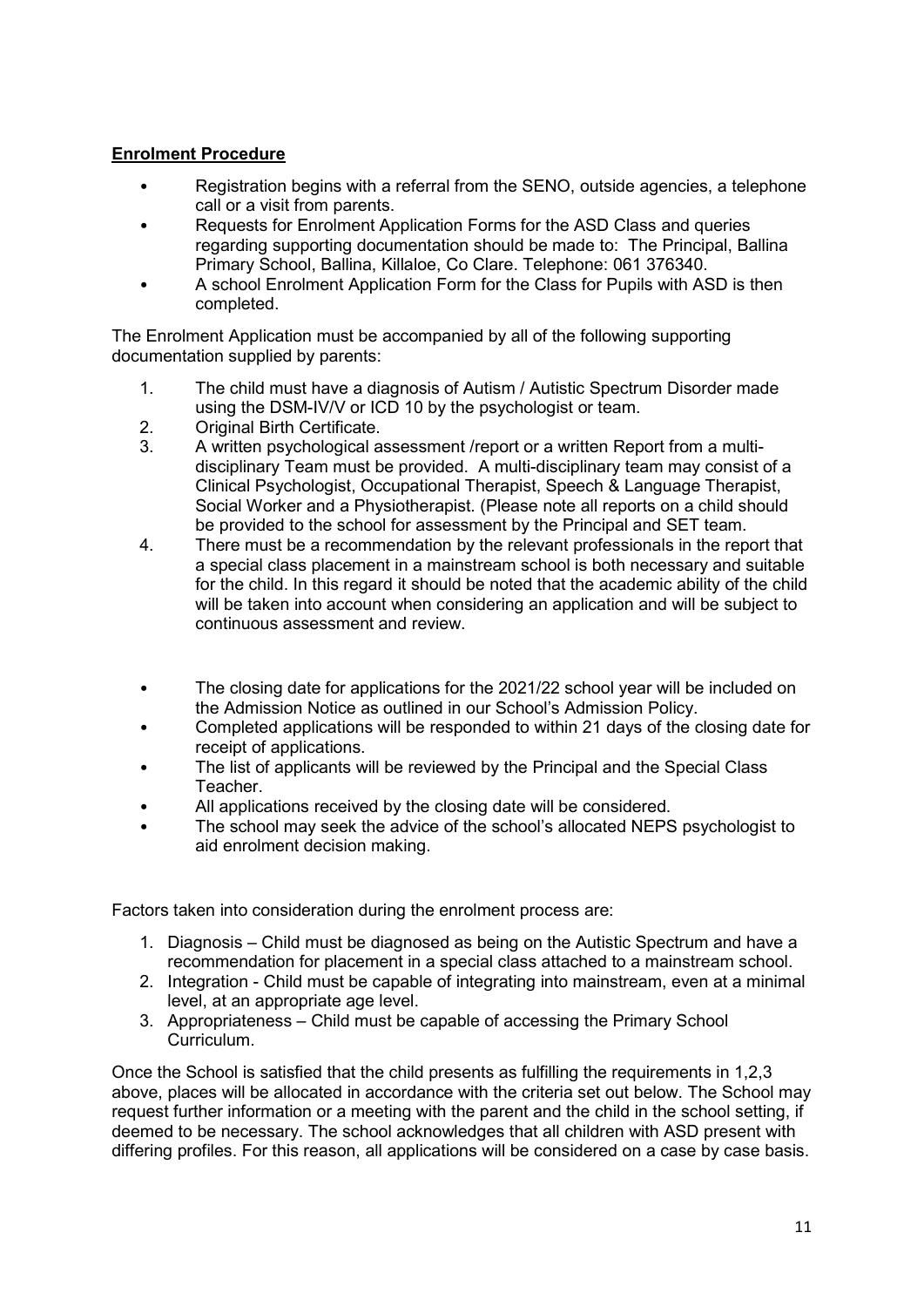## **Enrolment Procedure**

- Registration begins with a referral from the SENO, outside agencies, a telephone call or a visit from parents.
- Requests for Enrolment Application Forms for the ASD Class and queries regarding supporting documentation should be made to: The Principal, Ballina Primary School, Ballina, Killaloe, Co Clare. Telephone: 061 376340.
- A school Enrolment Application Form for the Class for Pupils with ASD is then completed.

The Enrolment Application must be accompanied by all of the following supporting documentation supplied by parents:

1. The child must have a diagnosis of Autism / Autistic Spectrum Disorder made using the DSM-IV/V or ICD 10 by the psychologist or team.
2. Original Birth Certificate.
3. A written psychological assessment /report or a written Report from a multi-disciplinary Team must be provided. A multi-disciplinary team may consist of a Clinical Psychologist, Occupational Therapist, Speech & Language Therapist, Social Worker and a Physiotherapist. (Please note all reports on a child should be provided to the school for assessment by the Principal and SET team.
4. There must be a recommendation by the relevant professionals in the report that a special class placement in a mainstream school is both necessary and suitable for the child. In this regard it should be noted that the academic ability of the child will be taken into account when considering an application and will be subject to continuous assessment and review.

- The closing date for applications for the 2021/22 school year will be included on the Admission Notice as outlined in our School's Admission Policy.
- Completed applications will be responded to within 21 days of the closing date for receipt of applications.
- The list of applicants will be reviewed by the Principal and the Special Class Teacher.
- All applications received by the closing date will be considered.
- The school may seek the advice of the school's allocated NEPS psychologist to aid enrolment decision making.

Factors taken into consideration during the enrolment process are:

1. Diagnosis – Child must be diagnosed as being on the Autistic Spectrum and have a recommendation for placement in a special class attached to a mainstream school.
2. Integration - Child must be capable of integrating into mainstream, even at a minimal level, at an appropriate age level.
3. Appropriateness – Child must be capable of accessing the Primary School Curriculum.

Once the School is satisfied that the child presents as fulfilling the requirements in 1,2,3 above, places will be allocated in accordance with the criteria set out below. The School may request further information or a meeting with the parent and the child in the school setting, if deemed to be necessary. The school acknowledges that all children with ASD present with differing profiles. For this reason, all applications will be considered on a case by case basis.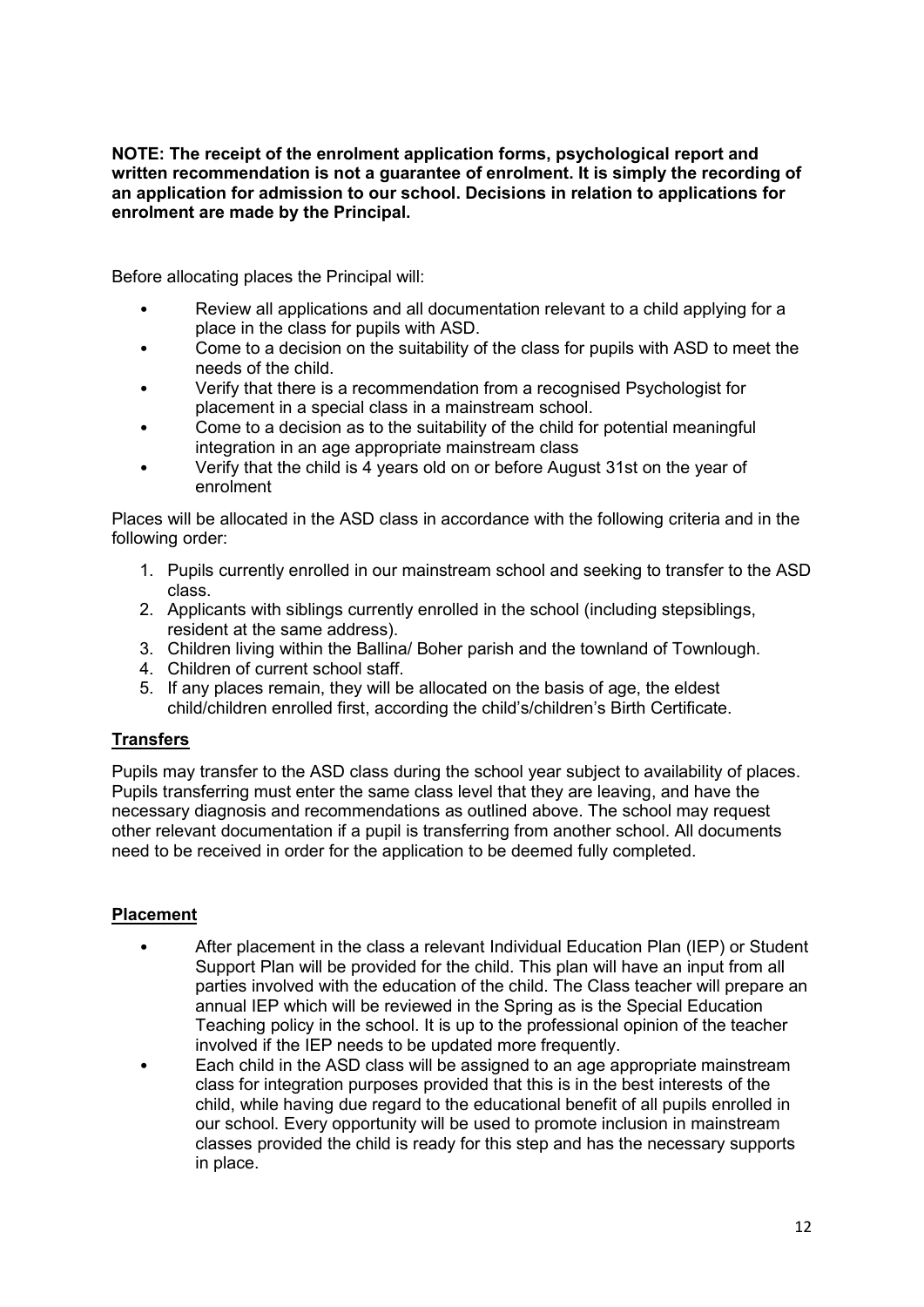**NOTE: The receipt of the enrolment application forms, psychological report and written recommendation is not a guarantee of enrolment. It is simply the recording of an application for admission to our school. Decisions in relation to applications for enrolment are made by the Principal.**

Before allocating places the Principal will:

- Review all applications and all documentation relevant to a child applying for a place in the class for pupils with ASD.
- Come to a decision on the suitability of the class for pupils with ASD to meet the needs of the child.
- Verify that there is a recommendation from a recognised Psychologist for placement in a special class in a mainstream school.
- Come to a decision as to the suitability of the child for potential meaningful integration in an age appropriate mainstream class
- Verify that the child is 4 years old on or before August 31st on the year of enrolment

Places will be allocated in the ASD class in accordance with the following criteria and in the following order:

1. Pupils currently enrolled in our mainstream school and seeking to transfer to the ASD class.
2. Applicants with siblings currently enrolled in the school (including stepsiblings, resident at the same address).
3. Children living within the Ballina/ Boher parish and the townland of Townlough.
4. Children of current school staff.
5. If any places remain, they will be allocated on the basis of age, the eldest child/children enrolled first, according the child's/children's Birth Certificate.

## Transfers

Pupils may transfer to the ASD class during the school year subject to availability of places. Pupils transferring must enter the same class level that they are leaving, and have the necessary diagnosis and recommendations as outlined above. The school may request other relevant documentation if a pupil is transferring from another school. All documents need to be received in order for the application to be deemed fully completed.

## Placement

- After placement in the class a relevant Individual Education Plan (IEP) or Student Support Plan will be provided for the child. This plan will have an input from all parties involved with the education of the child. The Class teacher will prepare an annual IEP which will be reviewed in the Spring as is the Special Education Teaching policy in the school. It is up to the professional opinion of the teacher involved if the IEP needs to be updated more frequently.
- Each child in the ASD class will be assigned to an age appropriate mainstream class for integration purposes provided that this is in the best interests of the child, while having due regard to the educational benefit of all pupils enrolled in our school. Every opportunity will be used to promote inclusion in mainstream classes provided the child is ready for this step and has the necessary supports in place.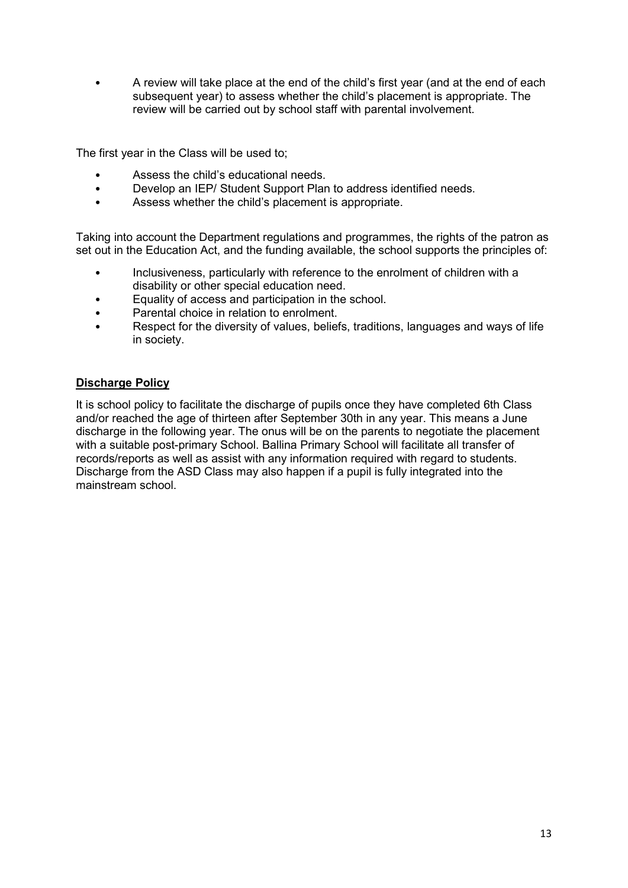- A review will take place at the end of the child's first year (and at the end of each subsequent year) to assess whether the child's placement is appropriate. The review will be carried out by school staff with parental involvement.

The first year in the Class will be used to;

- Assess the child's educational needs.
- Develop an IEP/ Student Support Plan to address identified needs.
- Assess whether the child's placement is appropriate.

Taking into account the Department regulations and programmes, the rights of the patron as set out in the Education Act, and the funding available, the school supports the principles of:

- Inclusiveness, particularly with reference to the enrolment of children with a disability or other special education need.
- Equality of access and participation in the school.
- Parental choice in relation to enrolment.
- Respect for the diversity of values, beliefs, traditions, languages and ways of life in society.

## Discharge Policy

It is school policy to facilitate the discharge of pupils once they have completed 6th Class and/or reached the age of thirteen after September 30th in any year. This means a June discharge in the following year. The onus will be on the parents to negotiate the placement with a suitable post-primary School. Ballina Primary School will facilitate all transfer of records/reports as well as assist with any information required with regard to students. Discharge from the ASD Class may also happen if a pupil is fully integrated into the mainstream school.